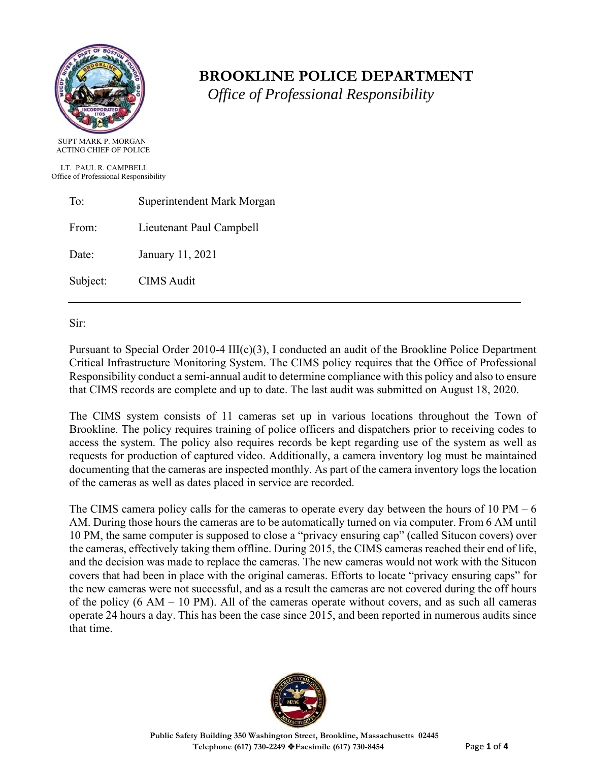# BROOKLINE POLICE DEPARTMENT

*Office of Professional Responsibility*

SUPT MARK P. MORGAN
ACTING CHIEF OF POLICE

LT. PAUL R. CAMPBELL
Office of Professional Responsibility

To: Superintendent Mark Morgan

From: Lieutenant Paul Campbell

Date: January 11, 2021

Subject: CIMS Audit

---

Sir:

Pursuant to Special Order 2010-4 III(c)(3), I conducted an audit of the Brookline Police Department Critical Infrastructure Monitoring System. The CIMS policy requires that the Office of Professional Responsibility conduct a semi-annual audit to determine compliance with this policy and also to ensure that CIMS records are complete and up to date. The last audit was submitted on August 18, 2020.

The CIMS system consists of 11 cameras set up in various locations throughout the Town of Brookline. The policy requires training of police officers and dispatchers prior to receiving codes to access the system. The policy also requires records be kept regarding use of the system as well as requests for production of captured video. Additionally, a camera inventory log must be maintained documenting that the cameras are inspected monthly. As part of the camera inventory logs the location of the cameras as well as dates placed in service are recorded.

The CIMS camera policy calls for the cameras to operate every day between the hours of 10 PM – 6 AM. During those hours the cameras are to be automatically turned on via computer. From 6 AM until 10 PM, the same computer is supposed to close a "privacy ensuring cap" (called Situcon covers) over the cameras, effectively taking them offline. During 2015, the CIMS cameras reached their end of life, and the decision was made to replace the cameras. The new cameras would not work with the Situcon covers that had been in place with the original cameras. Efforts to locate "privacy ensuring caps" for the new cameras were not successful, and as a result the cameras are not covered during the off hours of the policy (6 AM – 10 PM). All of the cameras operate without covers, and as such all cameras operate 24 hours a day. This has been the case since 2015, and been reported in numerous audits since that time.

**Public Safety Building 350 Washington Street, Brookline, Massachusetts 02445**
**Telephone (617) 730-2249 ❖Facsimile (617) 730-8454**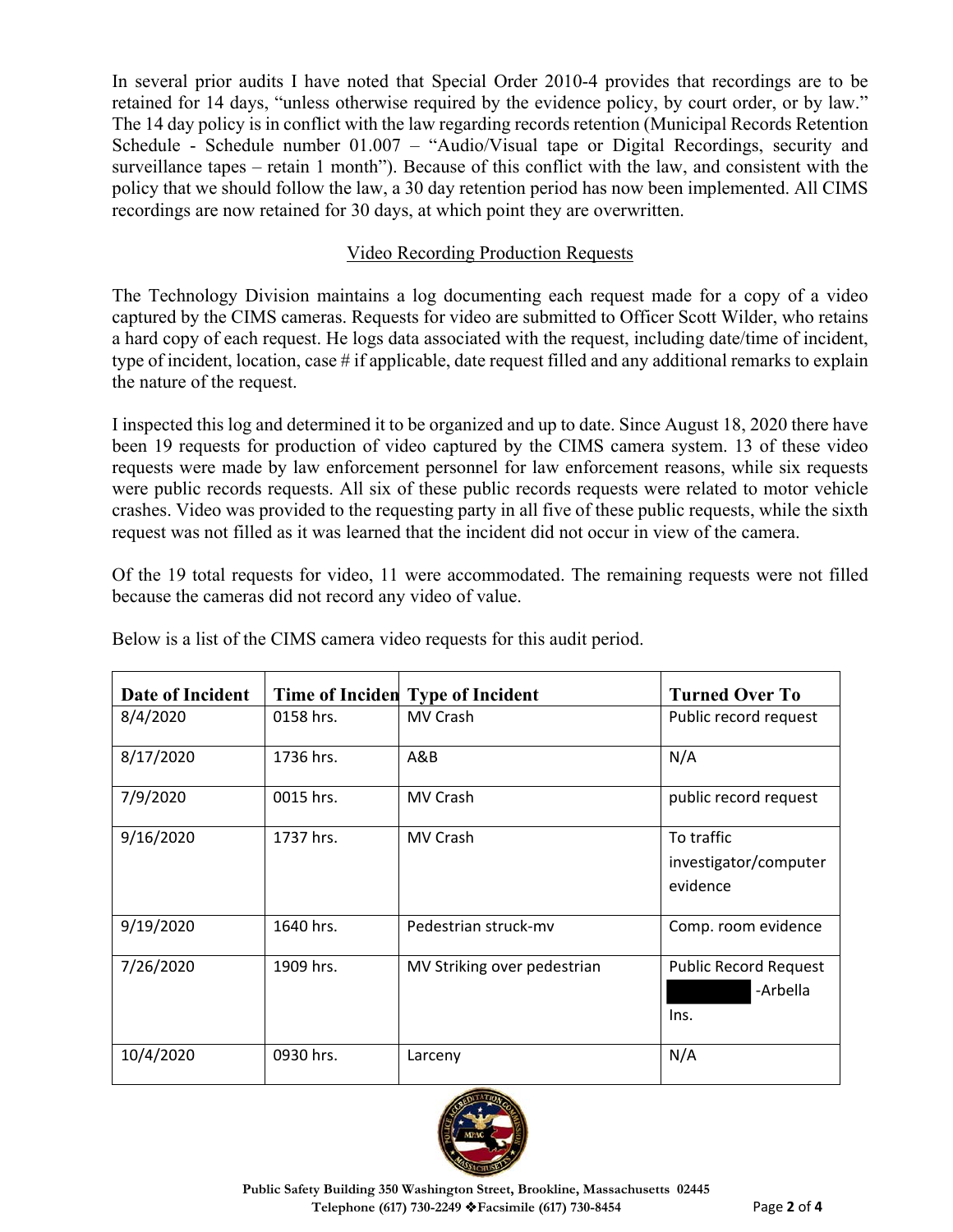In several prior audits I have noted that Special Order 2010-4 provides that recordings are to be retained for 14 days, "unless otherwise required by the evidence policy, by court order, or by law." The 14 day policy is in conflict with the law regarding records retention (Municipal Records Retention Schedule - Schedule number 01.007 – "Audio/Visual tape or Digital Recordings, security and surveillance tapes – retain 1 month"). Because of this conflict with the law, and consistent with the policy that we should follow the law, a 30 day retention period has now been implemented. All CIMS recordings are now retained for 30 days, at which point they are overwritten.

## Video Recording Production Requests

The Technology Division maintains a log documenting each request made for a copy of a video captured by the CIMS cameras. Requests for video are submitted to Officer Scott Wilder, who retains a hard copy of each request. He logs data associated with the request, including date/time of incident, type of incident, location, case # if applicable, date request filled and any additional remarks to explain the nature of the request.

I inspected this log and determined it to be organized and up to date. Since August 18, 2020 there have been 19 requests for production of video captured by the CIMS camera system. 13 of these video requests were made by law enforcement personnel for law enforcement reasons, while six requests were public records requests. All six of these public records requests were related to motor vehicle crashes. Video was provided to the requesting party in all five of these public requests, while the sixth request was not filled as it was learned that the incident did not occur in view of the camera.

Of the 19 total requests for video, 11 were accommodated. The remaining requests were not filled because the cameras did not record any video of value.

Below is a list of the CIMS camera video requests for this audit period.

| Date of Incident | Time of Inciden | Type of Incident | Turned Over To |
|---|---|---|---|
| 8/4/2020 | 0158 hrs. | MV Crash | Public record request |
| 8/17/2020 | 1736 hrs. | A&B | N/A |
| 7/9/2020 | 0015 hrs. | MV Crash | public record request |
| 9/16/2020 | 1737 hrs. | MV Crash | To traffic investigator/computer evidence |
| 9/19/2020 | 1640 hrs. | Pedestrian struck-mv | Comp. room evidence |
| 7/26/2020 | 1909 hrs. | MV Striking over pedestrian | Public Record Request [REDACTED] -Arbella Ins. |
| 10/4/2020 | 0930 hrs. | Larceny | N/A |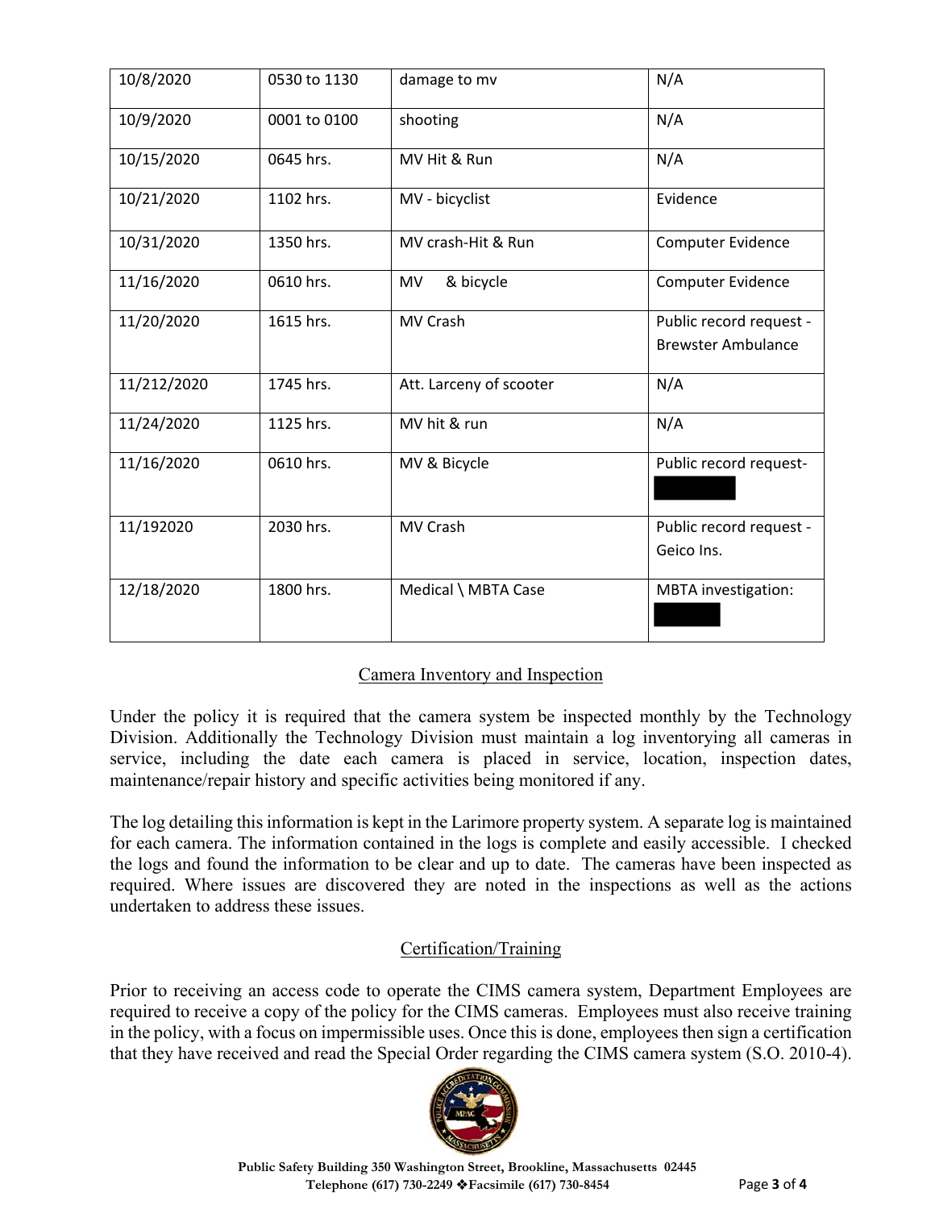| | | | |
|---|---|---|---|
| 10/8/2020 | 0530 to 1130 | damage to mv | N/A |
| 10/9/2020 | 0001 to 0100 | shooting | N/A |
| 10/15/2020 | 0645 hrs. | MV Hit & Run | N/A |
| 10/21/2020 | 1102 hrs. | MV - bicyclist | Evidence |
| 10/31/2020 | 1350 hrs. | MV crash-Hit & Run | Computer Evidence |
| 11/16/2020 | 0610 hrs. | MV & bicycle | Computer Evidence |
| 11/20/2020 | 1615 hrs. | MV Crash | Public record request - Brewster Ambulance |
| 11/212/2020 | 1745 hrs. | Att. Larceny of scooter | N/A |
| 11/24/2020 | 1125 hrs. | MV hit & run | N/A |
| 11/16/2020 | 0610 hrs. | MV & Bicycle | Public record request- |
| 11/192020 | 2030 hrs. | MV Crash | Public record request - Geico Ins. |
| 12/18/2020 | 1800 hrs. | Medical \ MBTA Case | MBTA investigation: |

## Camera Inventory and Inspection

Under the policy it is required that the camera system be inspected monthly by the Technology Division. Additionally the Technology Division must maintain a log inventorying all cameras in service, including the date each camera is placed in service, location, inspection dates, maintenance/repair history and specific activities being monitored if any.

The log detailing this information is kept in the Larimore property system. A separate log is maintained for each camera. The information contained in the logs is complete and easily accessible. I checked the logs and found the information to be clear and up to date. The cameras have been inspected as required. Where issues are discovered they are noted in the inspections as well as the actions undertaken to address these issues.

## Certification/Training

Prior to receiving an access code to operate the CIMS camera system, Department Employees are required to receive a copy of the policy for the CIMS cameras. Employees must also receive training in the policy, with a focus on impermissible uses. Once this is done, employees then sign a certification that they have received and read the Special Order regarding the CIMS camera system (S.O. 2010-4).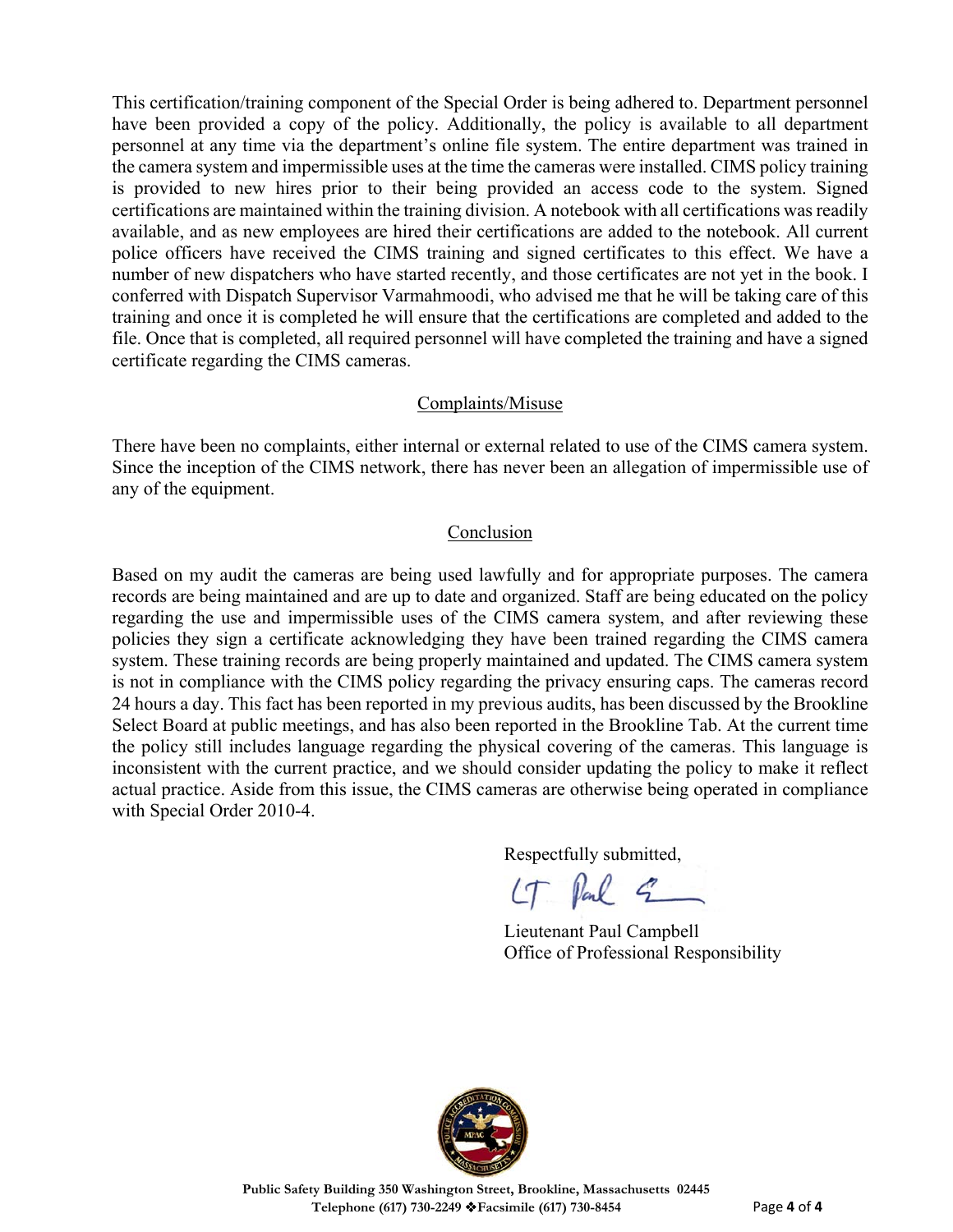This certification/training component of the Special Order is being adhered to. Department personnel have been provided a copy of the policy. Additionally, the policy is available to all department personnel at any time via the department's online file system. The entire department was trained in the camera system and impermissible uses at the time the cameras were installed. CIMS policy training is provided to new hires prior to their being provided an access code to the system. Signed certifications are maintained within the training division. A notebook with all certifications was readily available, and as new employees are hired their certifications are added to the notebook. All current police officers have received the CIMS training and signed certificates to this effect. We have a number of new dispatchers who have started recently, and those certificates are not yet in the book. I conferred with Dispatch Supervisor Varmahmoodi, who advised me that he will be taking care of this training and once it is completed he will ensure that the certifications are completed and added to the file. Once that is completed, all required personnel will have completed the training and have a signed certificate regarding the CIMS cameras.

## Complaints/Misuse

There have been no complaints, either internal or external related to use of the CIMS camera system. Since the inception of the CIMS network, there has never been an allegation of impermissible use of any of the equipment.

## Conclusion

Based on my audit the cameras are being used lawfully and for appropriate purposes. The camera records are being maintained and are up to date and organized. Staff are being educated on the policy regarding the use and impermissible uses of the CIMS camera system, and after reviewing these policies they sign a certificate acknowledging they have been trained regarding the CIMS camera system. These training records are being properly maintained and updated. The CIMS camera system is not in compliance with the CIMS policy regarding the privacy ensuring caps. The cameras record 24 hours a day. This fact has been reported in my previous audits, has been discussed by the Brookline Select Board at public meetings, and has also been reported in the Brookline Tab. At the current time the policy still includes language regarding the physical covering of the cameras. This language is inconsistent with the current practice, and we should consider updating the policy to make it reflect actual practice. Aside from this issue, the CIMS cameras are otherwise being operated in compliance with Special Order 2010-4.

Respectfully submitted,

LT Paul C

Lieutenant Paul Campbell
Office of Professional Responsibility

Public Safety Building 350 Washington Street, Brookline, Massachusetts 02445
Telephone (617) 730-2249 ❖Facsimile (617) 730-8454